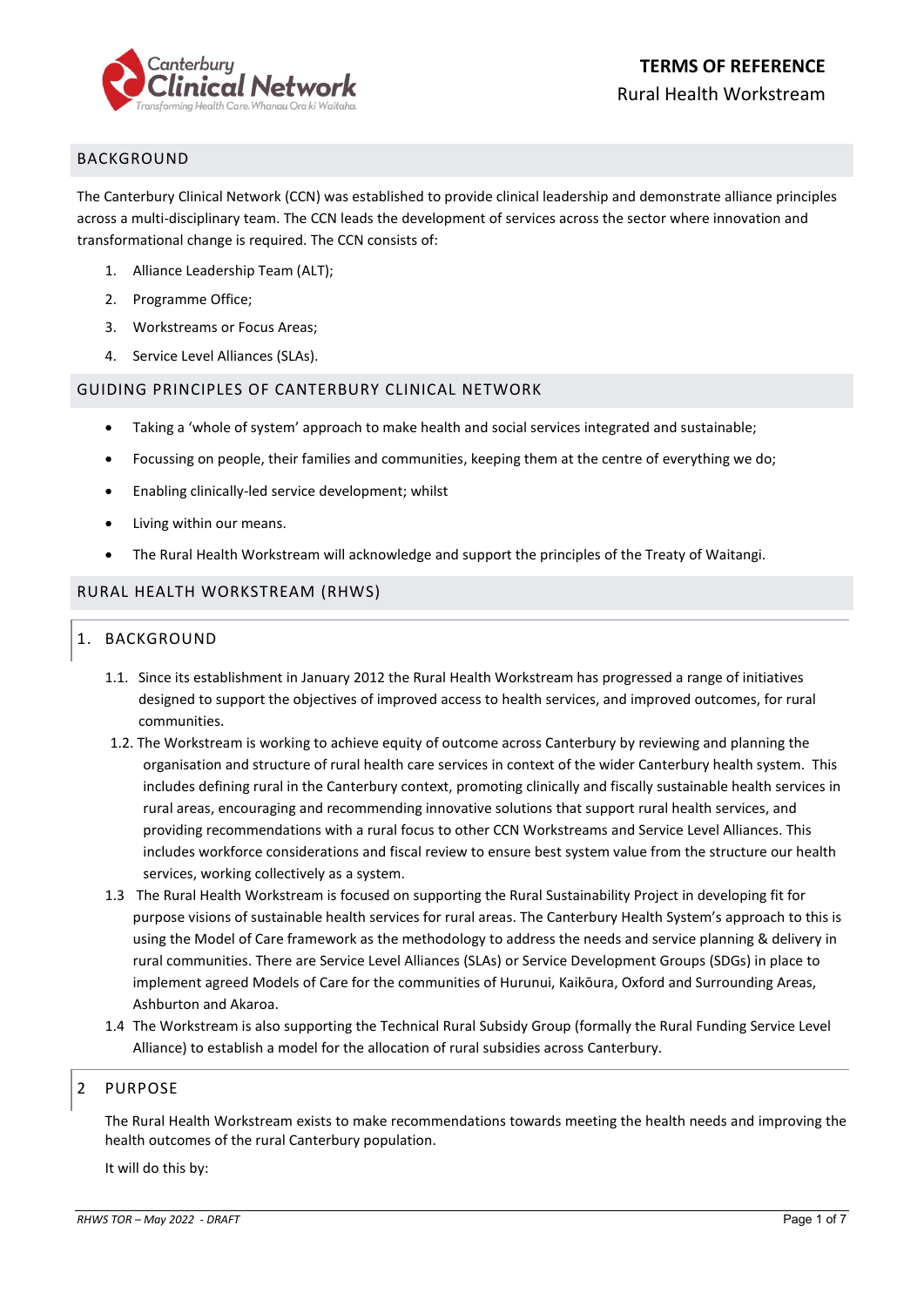# TERMS OF REFERENCE

Rural Health Workstream

## BACKGROUND

The Canterbury Clinical Network (CCN) was established to provide clinical leadership and demonstrate alliance principles across a multi-disciplinary team. The CCN leads the development of services across the sector where innovation and transformational change is required. The CCN consists of:

1. Alliance Leadership Team (ALT);
2. Programme Office;
3. Workstreams or Focus Areas;
4. Service Level Alliances (SLAs).

## GUIDING PRINCIPLES OF CANTERBURY CLINICAL NETWORK

- Taking a 'whole of system' approach to make health and social services integrated and sustainable;
- Focussing on people, their families and communities, keeping them at the centre of everything we do;
- Enabling clinically-led service development; whilst
- Living within our means.
- The Rural Health Workstream will acknowledge and support the principles of the Treaty of Waitangi.

## RURAL HEALTH WORKSTREAM (RHWS)

### 1. BACKGROUND

1.1. Since its establishment in January 2012 the Rural Health Workstream has progressed a range of initiatives designed to support the objectives of improved access to health services, and improved outcomes, for rural communities.

1.2. The Workstream is working to achieve equity of outcome across Canterbury by reviewing and planning the organisation and structure of rural health care services in context of the wider Canterbury health system. This includes defining rural in the Canterbury context, promoting clinically and fiscally sustainable health services in rural areas, encouraging and recommending innovative solutions that support rural health services, and providing recommendations with a rural focus to other CCN Workstreams and Service Level Alliances. This includes workforce considerations and fiscal review to ensure best system value from the structure our health services, working collectively as a system.

1.3 The Rural Health Workstream is focused on supporting the Rural Sustainability Project in developing fit for purpose visions of sustainable health services for rural areas. The Canterbury Health System's approach to this is using the Model of Care framework as the methodology to address the needs and service planning & delivery in rural communities. There are Service Level Alliances (SLAs) or Service Development Groups (SDGs) in place to implement agreed Models of Care for the communities of Hurunui, Kaikōura, Oxford and Surrounding Areas, Ashburton and Akaroa.

1.4 The Workstream is also supporting the Technical Rural Subsidy Group (formally the Rural Funding Service Level Alliance) to establish a model for the allocation of rural subsidies across Canterbury.

### 2 PURPOSE

The Rural Health Workstream exists to make recommendations towards meeting the health needs and improving the health outcomes of the rural Canterbury population.

It will do this by:

*RHWS TOR – May 2022 - DRAFT*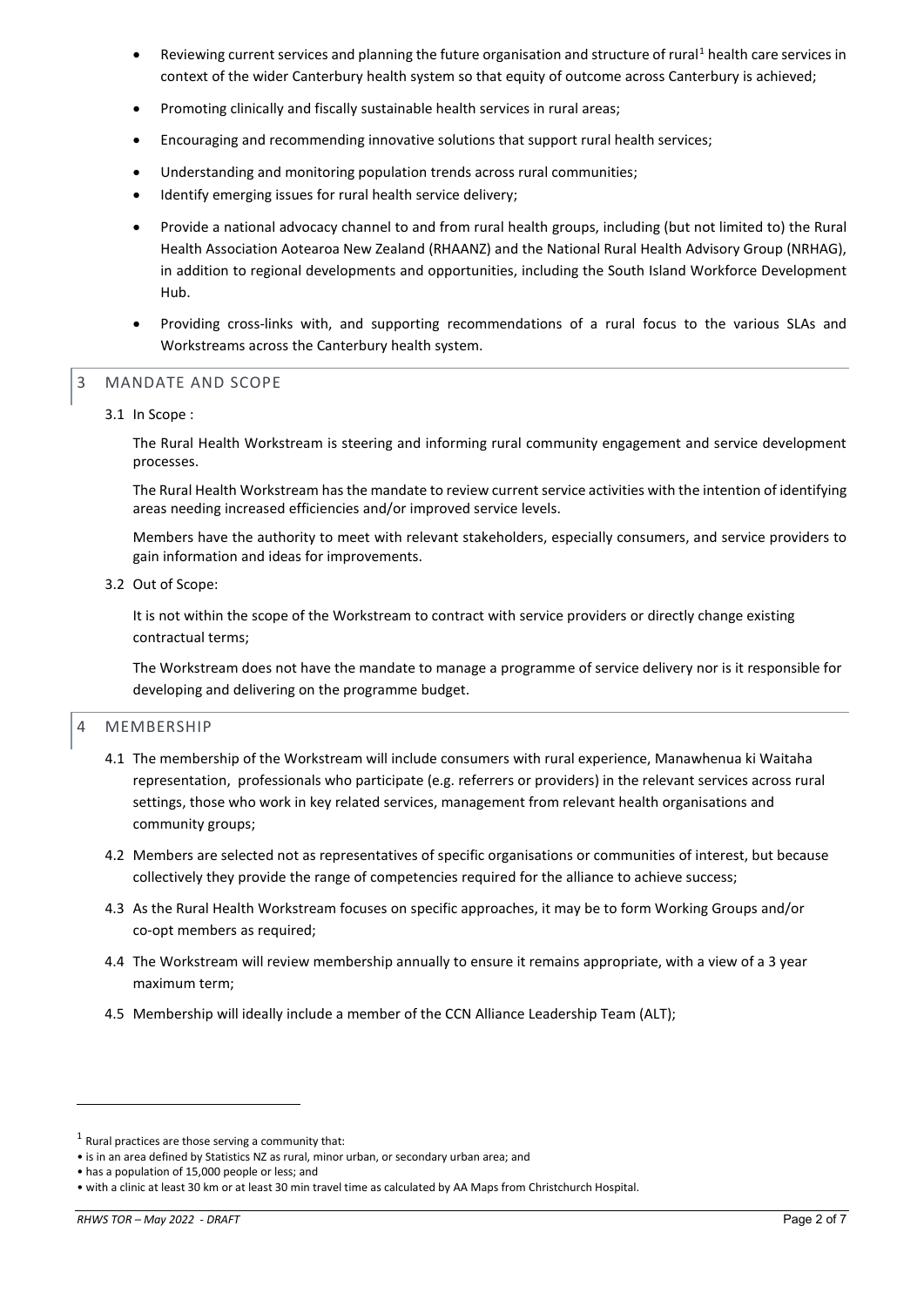- Reviewing current services and planning the future organisation and structure of rural[1] health care services in context of the wider Canterbury health system so that equity of outcome across Canterbury is achieved;
- Promoting clinically and fiscally sustainable health services in rural areas;
- Encouraging and recommending innovative solutions that support rural health services;
- Understanding and monitoring population trends across rural communities;
- Identify emerging issues for rural health service delivery;
- Provide a national advocacy channel to and from rural health groups, including (but not limited to) the Rural Health Association Aotearoa New Zealand (RHAANZ) and the National Rural Health Advisory Group (NRHAG), in addition to regional developments and opportunities, including the South Island Workforce Development Hub.
- Providing cross-links with, and supporting recommendations of a rural focus to the various SLAs and Workstreams across the Canterbury health system.

## 3 MANDATE AND SCOPE

3.1 In Scope :

The Rural Health Workstream is steering and informing rural community engagement and service development processes.

The Rural Health Workstream has the mandate to review current service activities with the intention of identifying areas needing increased efficiencies and/or improved service levels.

Members have the authority to meet with relevant stakeholders, especially consumers, and service providers to gain information and ideas for improvements.

3.2 Out of Scope:

It is not within the scope of the Workstream to contract with service providers or directly change existing contractual terms;

The Workstream does not have the mandate to manage a programme of service delivery nor is it responsible for developing and delivering on the programme budget.

## 4 MEMBERSHIP

4.1 The membership of the Workstream will include consumers with rural experience, Manawhenua ki Waitaha representation, professionals who participate (e.g. referrers or providers) in the relevant services across rural settings, those who work in key related services, management from relevant health organisations and community groups;

4.2 Members are selected not as representatives of specific organisations or communities of interest, but because collectively they provide the range of competencies required for the alliance to achieve success;

4.3 As the Rural Health Workstream focuses on specific approaches, it may be to form Working Groups and/or co-opt members as required;

4.4 The Workstream will review membership annually to ensure it remains appropriate, with a view of a 3 year maximum term;

4.5 Membership will ideally include a member of the CCN Alliance Leadership Team (ALT);

---

[1] Rural practices are those serving a community that:
- is in an area defined by Statistics NZ as rural, minor urban, or secondary urban area; and
- has a population of 15,000 people or less; and
- with a clinic at least 30 km or at least 30 min travel time as calculated by AA Maps from Christchurch Hospital.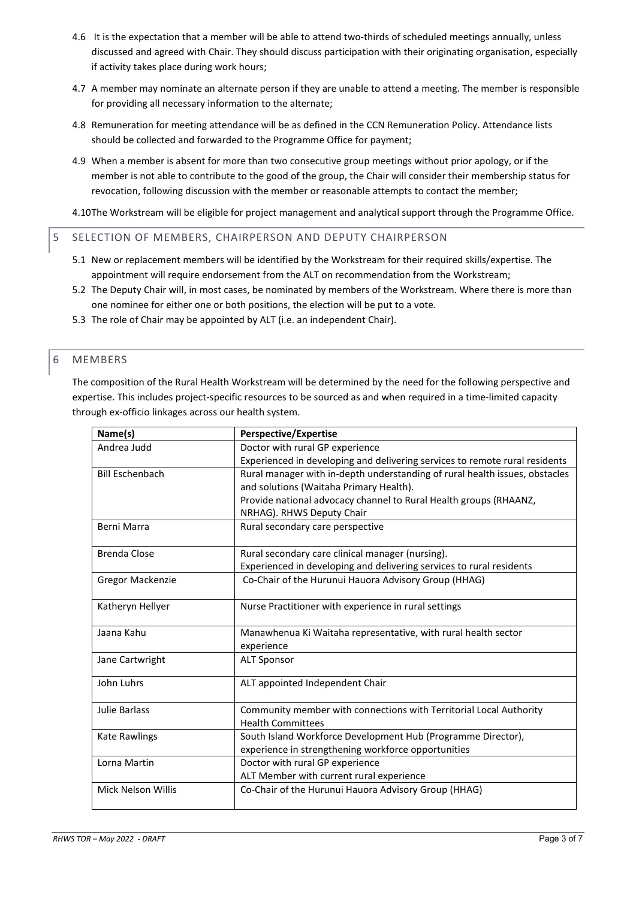4.6 It is the expectation that a member will be able to attend two-thirds of scheduled meetings annually, unless discussed and agreed with Chair. They should discuss participation with their originating organisation, especially if activity takes place during work hours;

4.7 A member may nominate an alternate person if they are unable to attend a meeting. The member is responsible for providing all necessary information to the alternate;

4.8 Remuneration for meeting attendance will be as defined in the CCN Remuneration Policy. Attendance lists should be collected and forwarded to the Programme Office for payment;

4.9 When a member is absent for more than two consecutive group meetings without prior apology, or if the member is not able to contribute to the good of the group, the Chair will consider their membership status for revocation, following discussion with the member or reasonable attempts to contact the member;

4.10 The Workstream will be eligible for project management and analytical support through the Programme Office.

## 5 SELECTION OF MEMBERS, CHAIRPERSON AND DEPUTY CHAIRPERSON

5.1 New or replacement members will be identified by the Workstream for their required skills/expertise. The appointment will require endorsement from the ALT on recommendation from the Workstream;

5.2 The Deputy Chair will, in most cases, be nominated by members of the Workstream. Where there is more than one nominee for either one or both positions, the election will be put to a vote.

5.3 The role of Chair may be appointed by ALT (i.e. an independent Chair).

## 6 MEMBERS

The composition of the Rural Health Workstream will be determined by the need for the following perspective and expertise. This includes project-specific resources to be sourced as and when required in a time-limited capacity through ex-officio linkages across our health system.

| Name(s) | Perspective/Expertise |
|---|---|
| Andrea Judd | Doctor with rural GP experience<br>Experienced in developing and delivering services to remote rural residents |
| Bill Eschenbach | Rural manager with in-depth understanding of rural health issues, obstacles and solutions (Waitaha Primary Health).<br>Provide national advocacy channel to Rural Health groups (RHAANZ, NRHAG). RHWS Deputy Chair |
| Berni Marra | Rural secondary care perspective |
| Brenda Close | Rural secondary care clinical manager (nursing).<br>Experienced in developing and delivering services to rural residents |
| Gregor Mackenzie | Co-Chair of the Hurunui Hauora Advisory Group (HHAG) |
| Katheryn Hellyer | Nurse Practitioner with experience in rural settings |
| Jaana Kahu | Manawhenua Ki Waitaha representative, with rural health sector experience |
| Jane Cartwright | ALT Sponsor |
| John Luhrs | ALT appointed Independent Chair |
| Julie Barlass | Community member with connections with Territorial Local Authority Health Committees |
| Kate Rawlings | South Island Workforce Development Hub (Programme Director), experience in strengthening workforce opportunities |
| Lorna Martin | Doctor with rural GP experience<br>ALT Member with current rural experience |
| Mick Nelson Willis | Co-Chair of the Hurunui Hauora Advisory Group (HHAG) |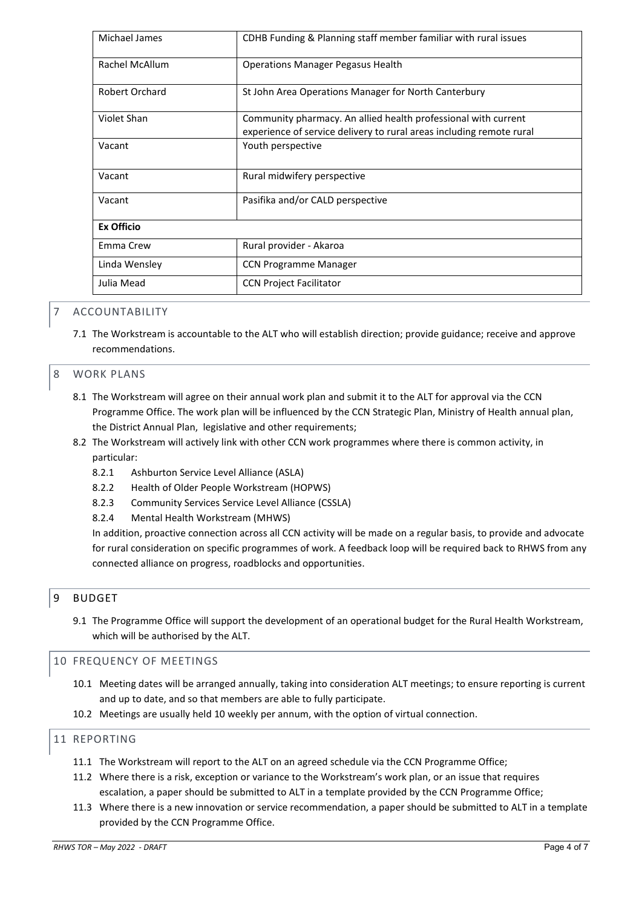| | |
|---|---|
| Michael James | CDHB Funding & Planning staff member familiar with rural issues |
| Rachel McAllum | Operations Manager Pegasus Health |
| Robert Orchard | St John Area Operations Manager for North Canterbury |
| Violet Shan | Community pharmacy. An allied health professional with current experience of service delivery to rural areas including remote rural |
| Vacant | Youth perspective |
| Vacant | Rural midwifery perspective |
| Vacant | Pasifika and/or CALD perspective |
| **Ex Officio** | |
| Emma Crew | Rural provider - Akaroa |
| Linda Wensley | CCN Programme Manager |
| Julia Mead | CCN Project Facilitator |

## 7 ACCOUNTABILITY

7.1 The Workstream is accountable to the ALT who will establish direction; provide guidance; receive and approve recommendations.

## 8 WORK PLANS

8.1 The Workstream will agree on their annual work plan and submit it to the ALT for approval via the CCN Programme Office. The work plan will be influenced by the CCN Strategic Plan, Ministry of Health annual plan, the District Annual Plan, legislative and other requirements;

8.2 The Workstream will actively link with other CCN work programmes where there is common activity, in particular:

- 8.2.1 Ashburton Service Level Alliance (ASLA)
- 8.2.2 Health of Older People Workstream (HOPWS)
- 8.2.3 Community Services Service Level Alliance (CSSLA)
- 8.2.4 Mental Health Workstream (MHWS)

In addition, proactive connection across all CCN activity will be made on a regular basis, to provide and advocate for rural consideration on specific programmes of work. A feedback loop will be required back to RHWS from any connected alliance on progress, roadblocks and opportunities.

## 9 BUDGET

9.1 The Programme Office will support the development of an operational budget for the Rural Health Workstream, which will be authorised by the ALT.

## 10 FREQUENCY OF MEETINGS

10.1 Meeting dates will be arranged annually, taking into consideration ALT meetings; to ensure reporting is current and up to date, and so that members are able to fully participate.

10.2 Meetings are usually held 10 weekly per annum, with the option of virtual connection.

## 11 REPORTING

11.1 The Workstream will report to the ALT on an agreed schedule via the CCN Programme Office;

11.2 Where there is a risk, exception or variance to the Workstream's work plan, or an issue that requires escalation, a paper should be submitted to ALT in a template provided by the CCN Programme Office;

11.3 Where there is a new innovation or service recommendation, a paper should be submitted to ALT in a template provided by the CCN Programme Office.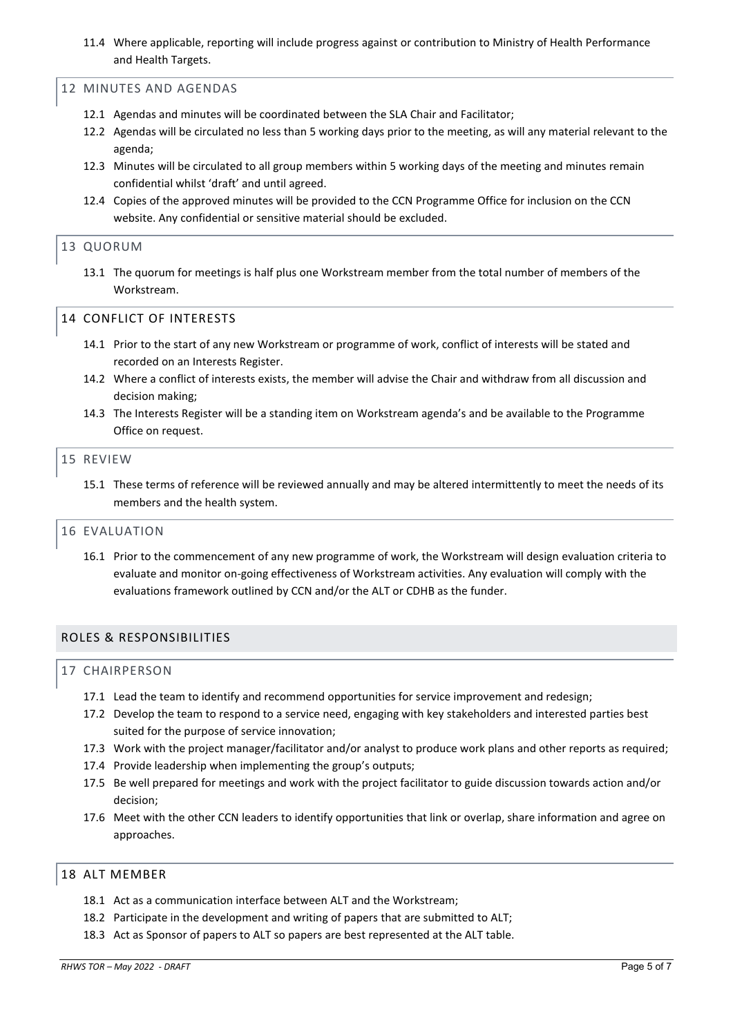11.4 Where applicable, reporting will include progress against or contribution to Ministry of Health Performance and Health Targets.

### 12 MINUTES AND AGENDAS

12.1 Agendas and minutes will be coordinated between the SLA Chair and Facilitator;

12.2 Agendas will be circulated no less than 5 working days prior to the meeting, as will any material relevant to the agenda;

12.3 Minutes will be circulated to all group members within 5 working days of the meeting and minutes remain confidential whilst 'draft' and until agreed.

12.4 Copies of the approved minutes will be provided to the CCN Programme Office for inclusion on the CCN website. Any confidential or sensitive material should be excluded.

### 13 QUORUM

13.1 The quorum for meetings is half plus one Workstream member from the total number of members of the Workstream.

### 14 CONFLICT OF INTERESTS

14.1 Prior to the start of any new Workstream or programme of work, conflict of interests will be stated and recorded on an Interests Register.

14.2 Where a conflict of interests exists, the member will advise the Chair and withdraw from all discussion and decision making;

14.3 The Interests Register will be a standing item on Workstream agenda's and be available to the Programme Office on request.

### 15 REVIEW

15.1 These terms of reference will be reviewed annually and may be altered intermittently to meet the needs of its members and the health system.

### 16 EVALUATION

16.1 Prior to the commencement of any new programme of work, the Workstream will design evaluation criteria to evaluate and monitor on-going effectiveness of Workstream activities. Any evaluation will comply with the evaluations framework outlined by CCN and/or the ALT or CDHB as the funder.

## ROLES & RESPONSIBILITIES

### 17 CHAIRPERSON

17.1 Lead the team to identify and recommend opportunities for service improvement and redesign;

17.2 Develop the team to respond to a service need, engaging with key stakeholders and interested parties best suited for the purpose of service innovation;

17.3 Work with the project manager/facilitator and/or analyst to produce work plans and other reports as required;

17.4 Provide leadership when implementing the group's outputs;

17.5 Be well prepared for meetings and work with the project facilitator to guide discussion towards action and/or decision;

17.6 Meet with the other CCN leaders to identify opportunities that link or overlap, share information and agree on approaches.

### 18 ALT MEMBER

18.1 Act as a communication interface between ALT and the Workstream;

18.2 Participate in the development and writing of papers that are submitted to ALT;

18.3 Act as Sponsor of papers to ALT so papers are best represented at the ALT table.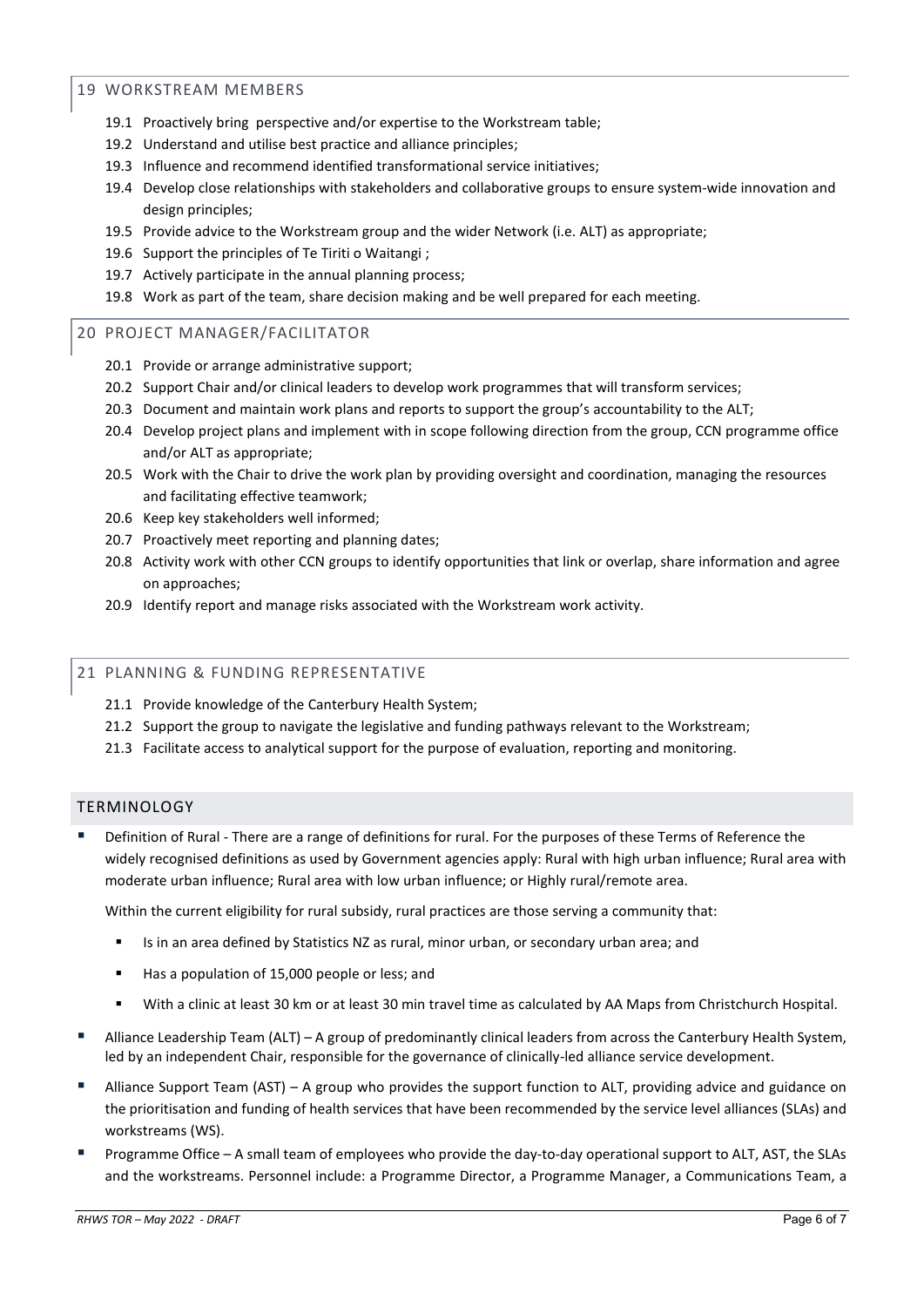## 19 WORKSTREAM MEMBERS

19.1 Proactively bring perspective and/or expertise to the Workstream table;

19.2 Understand and utilise best practice and alliance principles;

19.3 Influence and recommend identified transformational service initiatives;

19.4 Develop close relationships with stakeholders and collaborative groups to ensure system-wide innovation and design principles;

19.5 Provide advice to the Workstream group and the wider Network (i.e. ALT) as appropriate;

19.6 Support the principles of Te Tiriti o Waitangi ;

19.7 Actively participate in the annual planning process;

19.8 Work as part of the team, share decision making and be well prepared for each meeting.

## 20 PROJECT MANAGER/FACILITATOR

20.1 Provide or arrange administrative support;

20.2 Support Chair and/or clinical leaders to develop work programmes that will transform services;

20.3 Document and maintain work plans and reports to support the group's accountability to the ALT;

20.4 Develop project plans and implement with in scope following direction from the group, CCN programme office and/or ALT as appropriate;

20.5 Work with the Chair to drive the work plan by providing oversight and coordination, managing the resources and facilitating effective teamwork;

20.6 Keep key stakeholders well informed;

20.7 Proactively meet reporting and planning dates;

20.8 Activity work with other CCN groups to identify opportunities that link or overlap, share information and agree on approaches;

20.9 Identify report and manage risks associated with the Workstream work activity.

## 21 PLANNING & FUNDING REPRESENTATIVE

21.1 Provide knowledge of the Canterbury Health System;

21.2 Support the group to navigate the legislative and funding pathways relevant to the Workstream;

21.3 Facilitate access to analytical support for the purpose of evaluation, reporting and monitoring.

## TERMINOLOGY

- Definition of Rural - There are a range of definitions for rural. For the purposes of these Terms of Reference the widely recognised definitions as used by Government agencies apply: Rural with high urban influence; Rural area with moderate urban influence; Rural area with low urban influence; or Highly rural/remote area.

  Within the current eligibility for rural subsidy, rural practices are those serving a community that:

  - Is in an area defined by Statistics NZ as rural, minor urban, or secondary urban area; and
  - Has a population of 15,000 people or less; and
  - With a clinic at least 30 km or at least 30 min travel time as calculated by AA Maps from Christchurch Hospital.

- Alliance Leadership Team (ALT) – A group of predominantly clinical leaders from across the Canterbury Health System, led by an independent Chair, responsible for the governance of clinically-led alliance service development.
- Alliance Support Team (AST) – A group who provides the support function to ALT, providing advice and guidance on the prioritisation and funding of health services that have been recommended by the service level alliances (SLAs) and workstreams (WS).
- Programme Office – A small team of employees who provide the day-to-day operational support to ALT, AST, the SLAs and the workstreams. Personnel include: a Programme Director, a Programme Manager, a Communications Team, a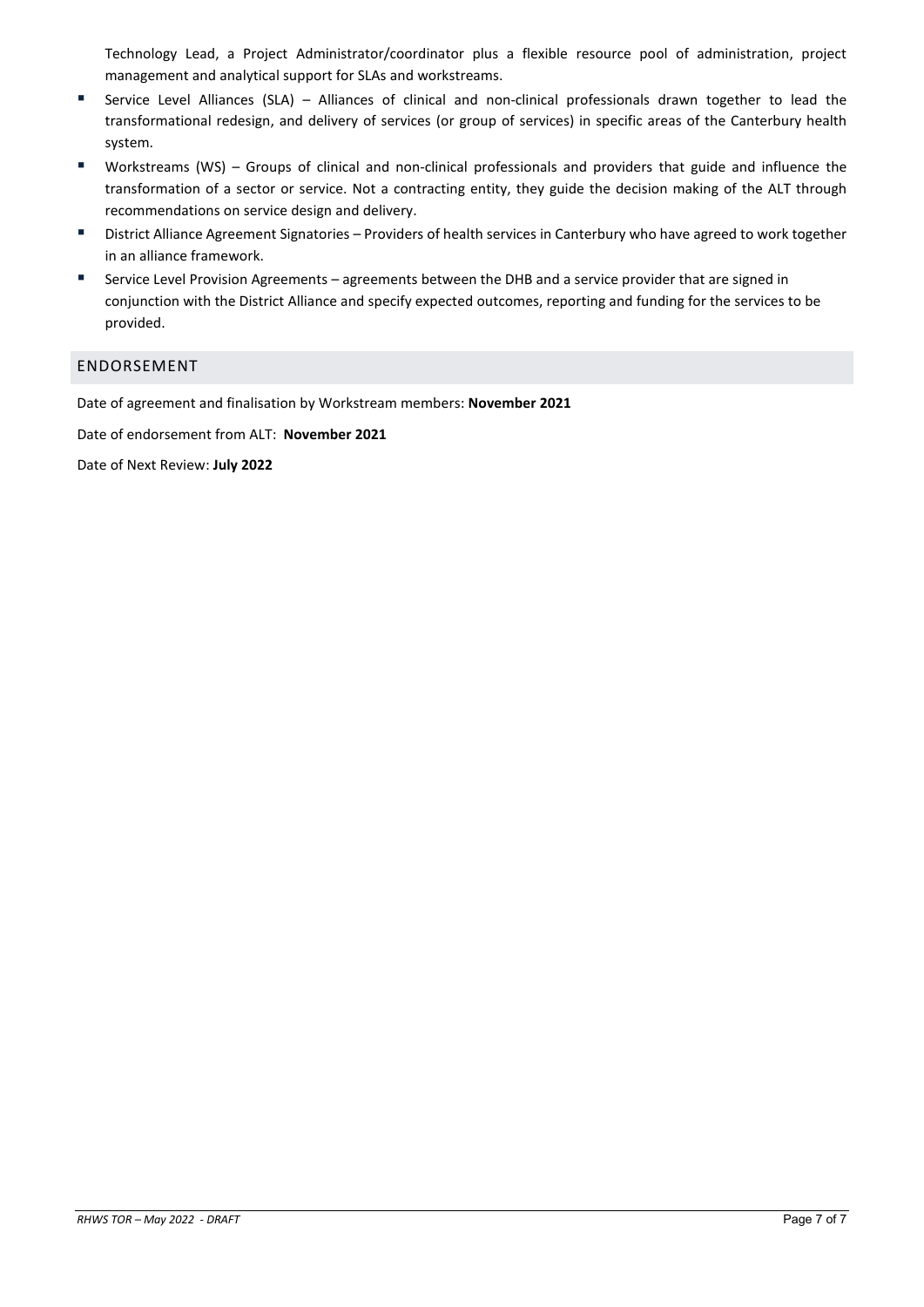Technology Lead, a Project Administrator/coordinator plus a flexible resource pool of administration, project management and analytical support for SLAs and workstreams.

- Service Level Alliances (SLA) – Alliances of clinical and non-clinical professionals drawn together to lead the transformational redesign, and delivery of services (or group of services) in specific areas of the Canterbury health system.
- Workstreams (WS) – Groups of clinical and non-clinical professionals and providers that guide and influence the transformation of a sector or service. Not a contracting entity, they guide the decision making of the ALT through recommendations on service design and delivery.
- District Alliance Agreement Signatories – Providers of health services in Canterbury who have agreed to work together in an alliance framework.
- Service Level Provision Agreements – agreements between the DHB and a service provider that are signed in conjunction with the District Alliance and specify expected outcomes, reporting and funding for the services to be provided.

## ENDORSEMENT

Date of agreement and finalisation by Workstream members: **November 2021**

Date of endorsement from ALT: **November 2021**

Date of Next Review: **July 2022**